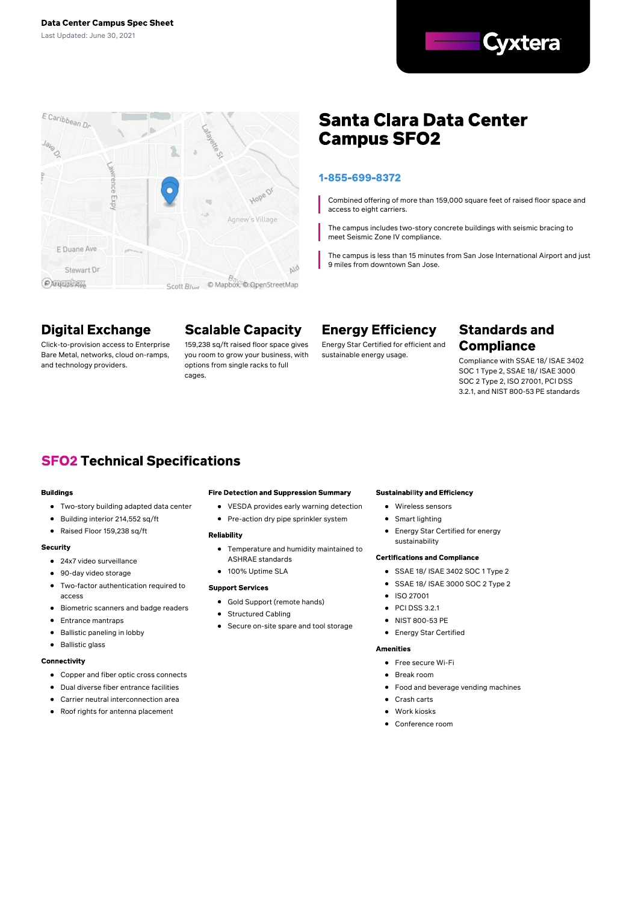Data Center Campus Spec Sheet

Last Updated: June 30, 2021

Cyxtera

# Santa Clara Data Center Campus SFO2

**1-855-699-8372**

Combined offering of more than 159,000 square feet of raised floor space and access to eight carriers.

The campus includes two-story concrete buildings with seismic bracing to meet Seismic Zone IV compliance.

The campus is less than 15 minutes from San Jose International Airport and just 9 miles from downtown San Jose.

## Digital Exchange

Click-to-provision access to Enterprise Bare Metal, networks, cloud on-ramps, and technology providers.

## Scalable Capacity

159,238 sq/ft raised floor space gives you room to grow your business, with options from single racks to full cages.

## Energy Efficiency

Energy Star Certified for efficient and sustainable energy usage.

## Standards and Compliance

Compliance with SSAE 18/ ISAE 3402 SOC 1 Type 2, SSAE 18/ ISAE 3000 SOC 2 Type 2, ISO 27001, PCI DSS 3.2.1, and NIST 800-53 PE standards

## SFO2 Technical Specifications

**Buildings**

- Two-story building adapted data center
- Building interior 214,552 sq/ft
- Raised Floor 159,238 sq/ft

**Security**

- 24x7 video surveillance
- 90-day video storage
- Two-factor authentication required to access
- Biometric scanners and badge readers
- Entrance mantraps
- Ballistic paneling in lobby
- Ballistic glass

**Connectivity**

- Copper and fiber optic cross connects
- Dual diverse fiber entrance facilities
- Carrier neutral interconnection area
- Roof rights for antenna placement

**Fire Detection and Suppression Summary**

- VESDA provides early warning detection
- Pre-action dry pipe sprinkler system

**Reliability**

- Temperature and humidity maintained to ASHRAE standards
- 100% Uptime SLA

**Support Services**

- Gold Support (remote hands)
- Structured Cabling
- Secure on-site spare and tool storage

**Sustainability and Efficiency**

- Wireless sensors
- Smart lighting
- Energy Star Certified for energy sustainability

**Certifications and Compliance**

- SSAE 18/ ISAE 3402 SOC 1 Type 2
- SSAE 18/ ISAE 3000 SOC 2 Type 2
- ISO 27001
- PCI DSS 3.2.1
- NIST 800-53 PE
- Energy Star Certified

**Amenities**

- Free secure Wi-Fi
- Break room
- Food and beverage vending machines
- Crash carts
- Work kiosks
- Conference room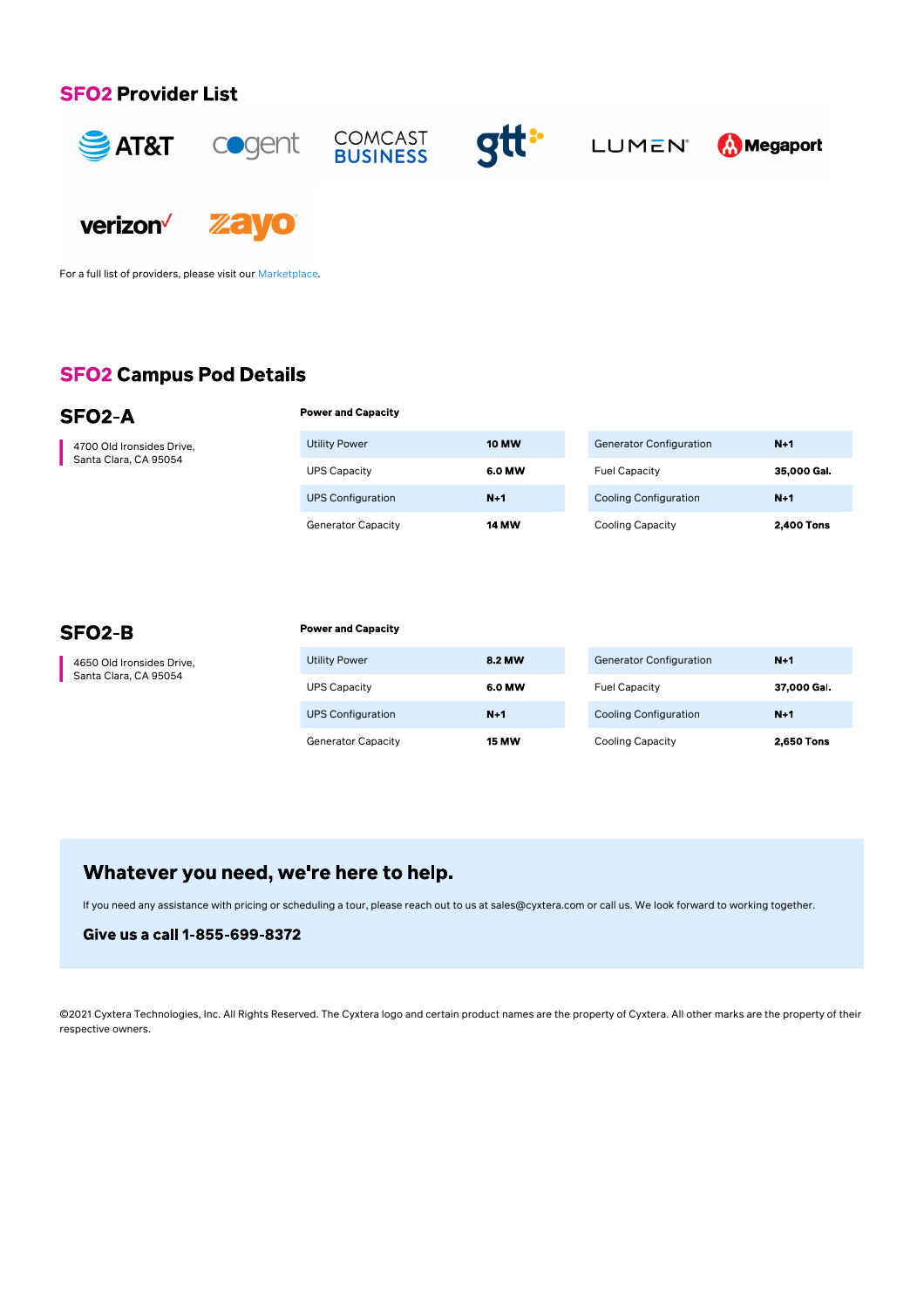## SFO2 Provider List

AT&T, cogent, COMCAST BUSINESS, gtt, LUMEN, Megaport, verizon, zayo

For a full list of providers, please visit our Marketplace.

## SFO2 Campus Pod Details

### SFO2-A

4700 Old Ironsides Drive,
Santa Clara, CA 95054

**Power and Capacity**

| | | | |
|---|---|---|---|
| Utility Power | **10 MW** | Generator Configuration | **N+1** |
| UPS Capacity | **6.0 MW** | Fuel Capacity | **35,000 Gal.** |
| UPS Configuration | **N+1** | Cooling Configuration | **N+1** |
| Generator Capacity | **14 MW** | Cooling Capacity | **2,400 Tons** |

### SFO2-B

4650 Old Ironsides Drive,
Santa Clara, CA 95054

**Power and Capacity**

| | | | |
|---|---|---|---|
| Utility Power | **8.2 MW** | Generator Configuration | **N+1** |
| UPS Capacity | **6.0 MW** | Fuel Capacity | **37,000 Gal.** |
| UPS Configuration | **N+1** | Cooling Configuration | **N+1** |
| Generator Capacity | **15 MW** | Cooling Capacity | **2,650 Tons** |

## Whatever you need, we're here to help.

If you need any assistance with pricing or scheduling a tour, please reach out to us at sales@cyxtera.com or call us. We look forward to working together.

**Give us a call 1-855-699-8372**

©2021 Cyxtera Technologies, Inc. All Rights Reserved. The Cyxtera logo and certain product names are the property of Cyxtera. All other marks are the property of their respective owners.